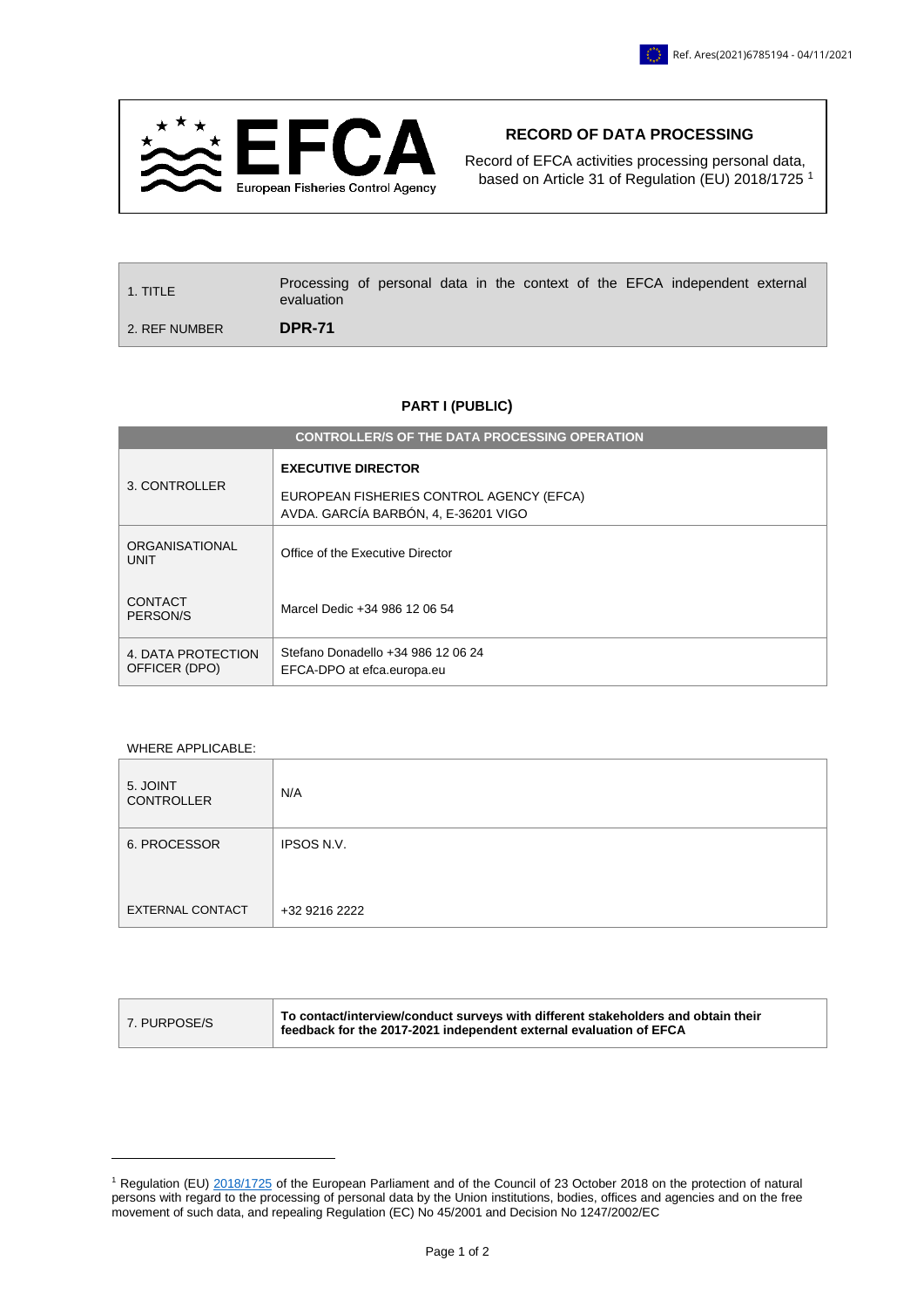Ref. Ares(2021)6785194 - 04/11/2021

**RECORD OF DATA PROCESSING**

Record of EFCA activities processing personal data, based on Article 31 of Regulation (EU) 2018/1725 [1]

| | |
|---|---|
| 1. TITLE | Processing of personal data in the context of the EFCA independent external evaluation |
| 2. REF NUMBER | **DPR-71** |

## PART I (PUBLIC)

| CONTROLLER/S OF THE DATA PROCESSING OPERATION | |
|---|---|
| 3. CONTROLLER | **EXECUTIVE DIRECTOR**<br>EUROPEAN FISHERIES CONTROL AGENCY (EFCA)<br>AVDA. GARCÍA BARBÓN, 4, E-36201 VIGO |
| ORGANISATIONAL UNIT | Office of the Executive Director |
| CONTACT PERSON/S | Marcel Dedic +34 986 12 06 54 |
| 4. DATA PROTECTION OFFICER (DPO) | Stefano Donadello +34 986 12 06 24<br>EFCA-DPO at efca.europa.eu |

WHERE APPLICABLE:

| | |
|---|---|
| 5. JOINT CONTROLLER | N/A |
| 6. PROCESSOR | IPSOS N.V. |
| EXTERNAL CONTACT | +32 9216 2222 |

| | |
|---|---|
| 7. PURPOSE/S | **To contact/interview/conduct surveys with different stakeholders and obtain their feedback for the 2017-2021 independent external evaluation of EFCA** |

[1] Regulation (EU) 2018/1725 of the European Parliament and of the Council of 23 October 2018 on the protection of natural persons with regard to the processing of personal data by the Union institutions, bodies, offices and agencies and on the free movement of such data, and repealing Regulation (EC) No 45/2001 and Decision No 1247/2002/EC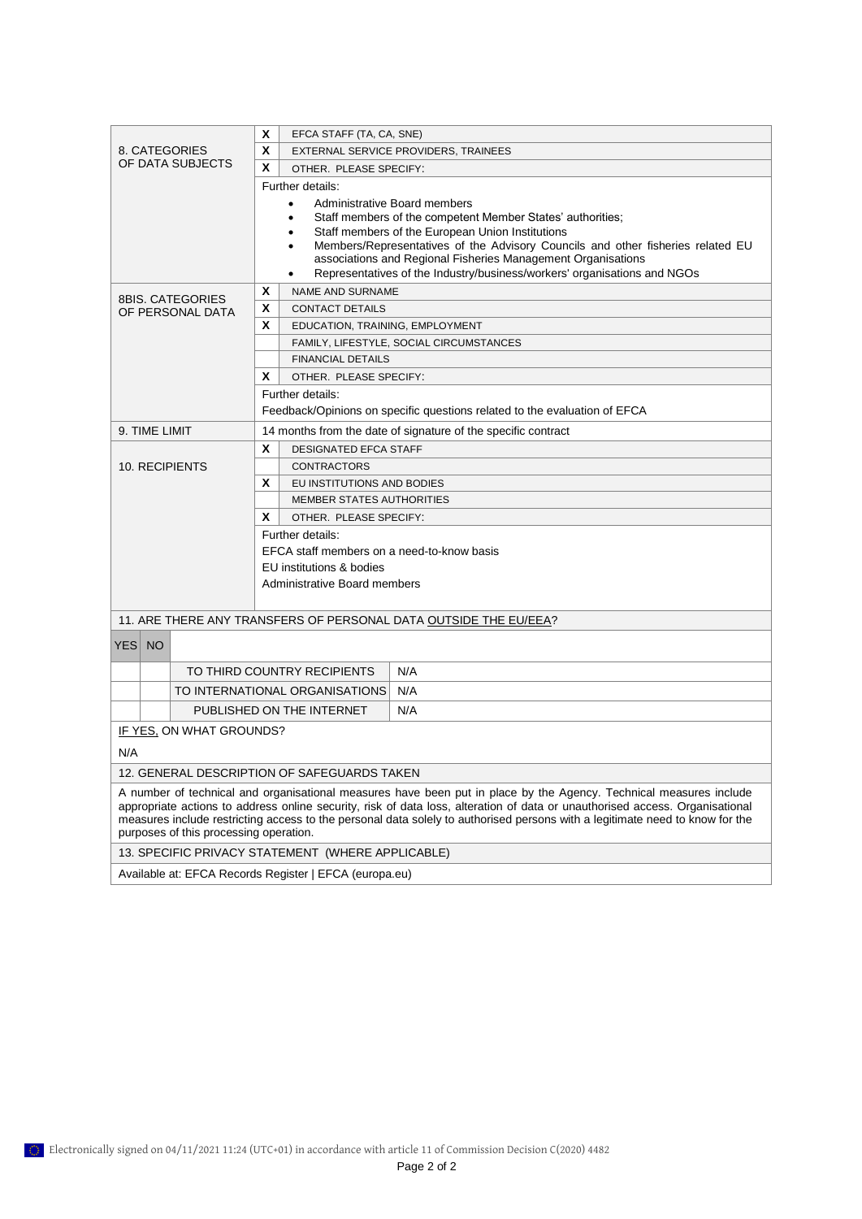| | | |
|---|---|---|
| 8. CATEGORIES OF DATA SUBJECTS | X | EFCA STAFF (TA, CA, SNE) |
| | X | EXTERNAL SERVICE PROVIDERS, TRAINEES |
| | X | OTHER. PLEASE SPECIFY: |
| | Further details: <br>• Administrative Board members <br>• Staff members of the competent Member States' authorities; <br>• Staff members of the European Union Institutions <br>• Members/Representatives of the Advisory Councils and other fisheries related EU associations and Regional Fisheries Management Organisations <br>• Representatives of the Industry/business/workers' organisations and NGOs | |
| 8BIS. CATEGORIES OF PERSONAL DATA | X | NAME AND SURNAME |
| | X | CONTACT DETAILS |
| | X | EDUCATION, TRAINING, EMPLOYMENT |
| | | FAMILY, LIFESTYLE, SOCIAL CIRCUMSTANCES |
| | | FINANCIAL DETAILS |
| | X | OTHER. PLEASE SPECIFY: |
| | Further details: <br>Feedback/Opinions on specific questions related to the evaluation of EFCA | |
| 9. TIME LIMIT | 14 months from the date of signature of the specific contract | |
| 10. RECIPIENTS | X | DESIGNATED EFCA STAFF |
| | | CONTRACTORS |
| | X | EU INSTITUTIONS AND BODIES |
| | | MEMBER STATES AUTHORITIES |
| | X | OTHER. PLEASE SPECIFY: |
| | Further details: <br>EFCA staff members on a need-to-know basis <br>EU institutions & bodies <br>Administrative Board members | |

11. ARE THERE ANY TRANSFERS OF PERSONAL DATA OUTSIDE THE EU/EEA?

| YES | NO | | |
|---|---|---|---|
| | | TO THIRD COUNTRY RECIPIENTS | N/A |
| | | TO INTERNATIONAL ORGANISATIONS | N/A |
| | | PUBLISHED ON THE INTERNET | N/A |

IF YES, ON WHAT GROUNDS?

N/A

12. GENERAL DESCRIPTION OF SAFEGUARDS TAKEN

A number of technical and organisational measures have been put in place by the Agency. Technical measures include appropriate actions to address online security, risk of data loss, alteration of data or unauthorised access. Organisational measures include restricting access to the personal data solely to authorised persons with a legitimate need to know for the purposes of this processing operation.

13. SPECIFIC PRIVACY STATEMENT (WHERE APPLICABLE)

Available at: EFCA Records Register | EFCA (europa.eu)

Electronically signed on 04/11/2021 11:24 (UTC+01) in accordance with article 11 of Commission Decision C(2020) 4482